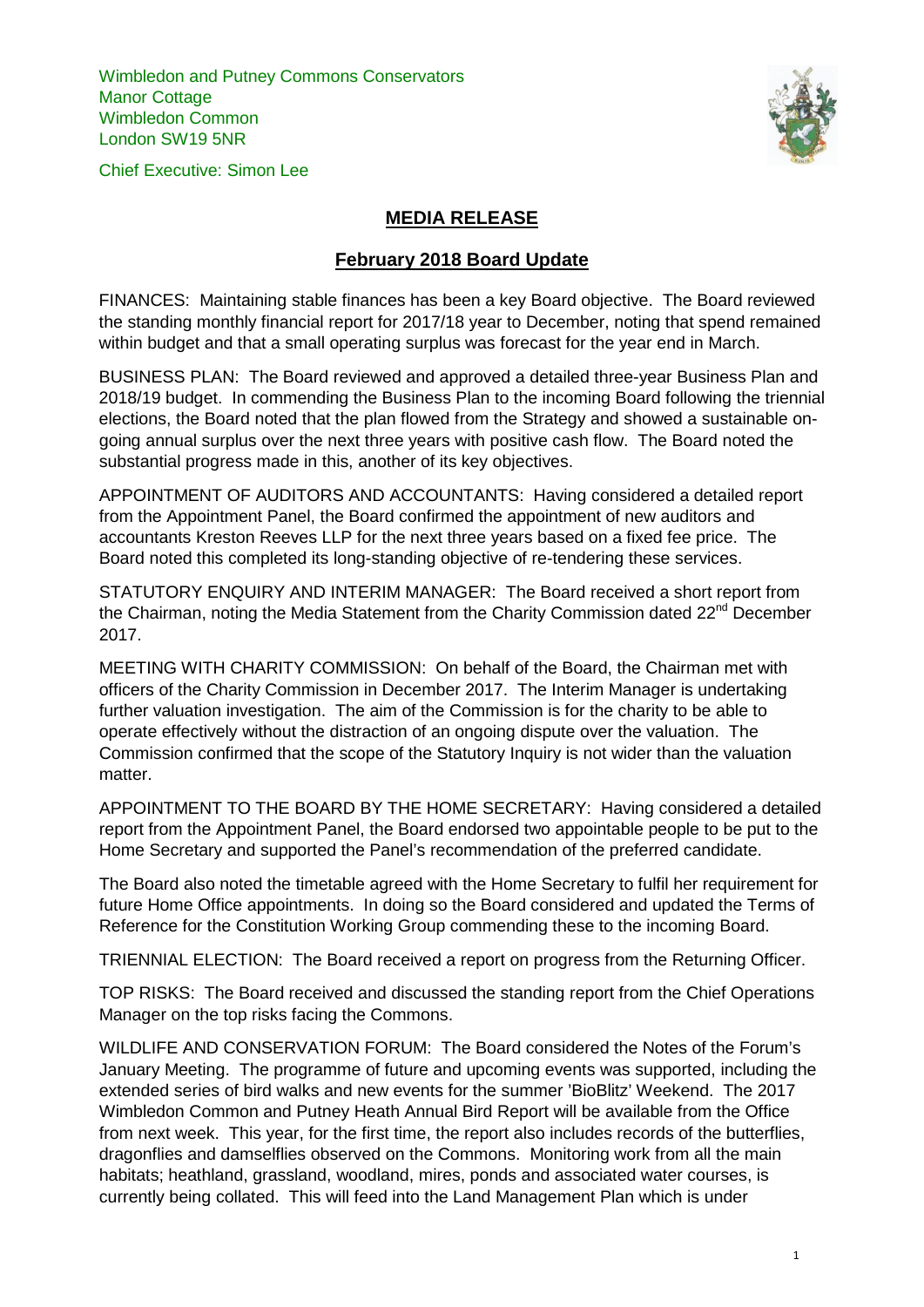Wimbledon and Putney Commons Conservators
Manor Cottage
Wimbledon Common
London SW19 5NR

Chief Executive: Simon Lee

# MEDIA RELEASE

## February 2018 Board Update

FINANCES: Maintaining stable finances has been a key Board objective. The Board reviewed the standing monthly financial report for 2017/18 year to December, noting that spend remained within budget and that a small operating surplus was forecast for the year end in March.

BUSINESS PLAN: The Board reviewed and approved a detailed three-year Business Plan and 2018/19 budget. In commending the Business Plan to the incoming Board following the triennial elections, the Board noted that the plan flowed from the Strategy and showed a sustainable on-going annual surplus over the next three years with positive cash flow. The Board noted the substantial progress made in this, another of its key objectives.

APPOINTMENT OF AUDITORS AND ACCOUNTANTS: Having considered a detailed report from the Appointment Panel, the Board confirmed the appointment of new auditors and accountants Kreston Reeves LLP for the next three years based on a fixed fee price. The Board noted this completed its long-standing objective of re-tendering these services.

STATUTORY ENQUIRY AND INTERIM MANAGER: The Board received a short report from the Chairman, noting the Media Statement from the Charity Commission dated 22nd December 2017.

MEETING WITH CHARITY COMMISSION: On behalf of the Board, the Chairman met with officers of the Charity Commission in December 2017. The Interim Manager is undertaking further valuation investigation. The aim of the Commission is for the charity to be able to operate effectively without the distraction of an ongoing dispute over the valuation. The Commission confirmed that the scope of the Statutory Inquiry is not wider than the valuation matter.

APPOINTMENT TO THE BOARD BY THE HOME SECRETARY: Having considered a detailed report from the Appointment Panel, the Board endorsed two appointable people to be put to the Home Secretary and supported the Panel's recommendation of the preferred candidate.

The Board also noted the timetable agreed with the Home Secretary to fulfil her requirement for future Home Office appointments. In doing so the Board considered and updated the Terms of Reference for the Constitution Working Group commending these to the incoming Board.

TRIENNIAL ELECTION: The Board received a report on progress from the Returning Officer.

TOP RISKS: The Board received and discussed the standing report from the Chief Operations Manager on the top risks facing the Commons.

WILDLIFE AND CONSERVATION FORUM: The Board considered the Notes of the Forum's January Meeting. The programme of future and upcoming events was supported, including the extended series of bird walks and new events for the summer 'BioBlitz' Weekend. The 2017 Wimbledon Common and Putney Heath Annual Bird Report will be available from the Office from next week. This year, for the first time, the report also includes records of the butterflies, dragonflies and damselflies observed on the Commons. Monitoring work from all the main habitats; heathland, grassland, woodland, mires, ponds and associated water courses, is currently being collated. This will feed into the Land Management Plan which is under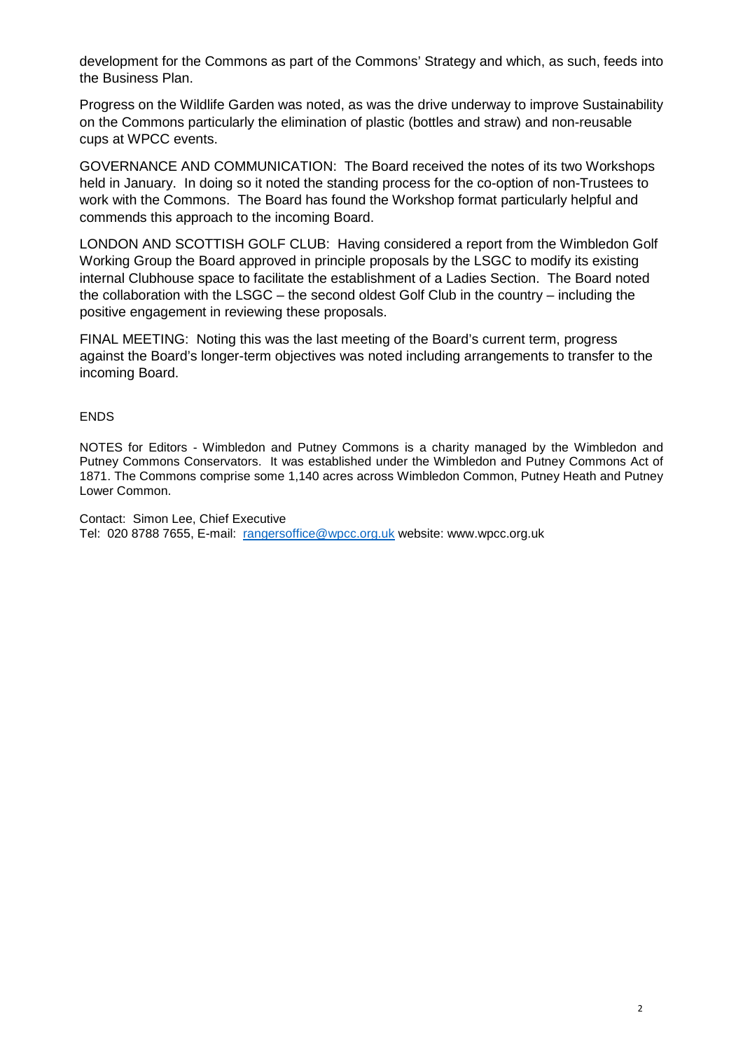development for the Commons as part of the Commons' Strategy and which, as such, feeds into the Business Plan.

Progress on the Wildlife Garden was noted, as was the drive underway to improve Sustainability on the Commons particularly the elimination of plastic (bottles and straw) and non-reusable cups at WPCC events.

GOVERNANCE AND COMMUNICATION: The Board received the notes of its two Workshops held in January. In doing so it noted the standing process for the co-option of non-Trustees to work with the Commons. The Board has found the Workshop format particularly helpful and commends this approach to the incoming Board.

LONDON AND SCOTTISH GOLF CLUB: Having considered a report from the Wimbledon Golf Working Group the Board approved in principle proposals by the LSGC to modify its existing internal Clubhouse space to facilitate the establishment of a Ladies Section. The Board noted the collaboration with the LSGC – the second oldest Golf Club in the country – including the positive engagement in reviewing these proposals.

FINAL MEETING: Noting this was the last meeting of the Board's current term, progress against the Board's longer-term objectives was noted including arrangements to transfer to the incoming Board.

ENDS

NOTES for Editors - Wimbledon and Putney Commons is a charity managed by the Wimbledon and Putney Commons Conservators. It was established under the Wimbledon and Putney Commons Act of 1871. The Commons comprise some 1,140 acres across Wimbledon Common, Putney Heath and Putney Lower Common.

Contact: Simon Lee, Chief Executive
Tel: 020 8788 7655, E-mail: rangersoffice@wpcc.org.uk website: www.wpcc.org.uk